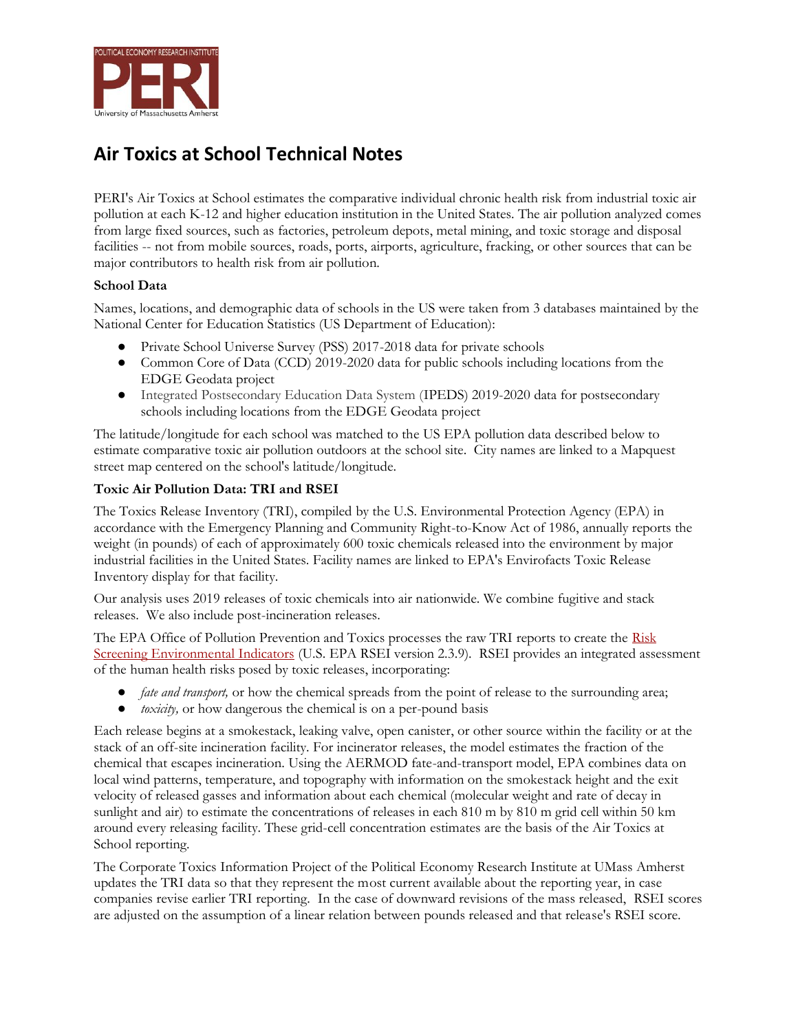# Air Toxics at School Technical Notes

PERI's Air Toxics at School estimates the comparative individual chronic health risk from industrial toxic air pollution at each K-12 and higher education institution in the United States. The air pollution analyzed comes from large fixed sources, such as factories, petroleum depots, metal mining, and toxic storage and disposal facilities -- not from mobile sources, roads, ports, airports, agriculture, fracking, or other sources that can be major contributors to health risk from air pollution.

**School Data**

Names, locations, and demographic data of schools in the US were taken from 3 databases maintained by the National Center for Education Statistics (US Department of Education):

- Private School Universe Survey (PSS) 2017-2018 data for private schools
- Common Core of Data (CCD) 2019-2020 data for public schools including locations from the EDGE Geodata project
- Integrated Postsecondary Education Data System (IPEDS) 2019-2020 data for postsecondary schools including locations from the EDGE Geodata project

The latitude/longitude for each school was matched to the US EPA pollution data described below to estimate comparative toxic air pollution outdoors at the school site. City names are linked to a Mapquest street map centered on the school's latitude/longitude.

**Toxic Air Pollution Data: TRI and RSEI**

The Toxics Release Inventory (TRI), compiled by the U.S. Environmental Protection Agency (EPA) in accordance with the Emergency Planning and Community Right-to-Know Act of 1986, annually reports the weight (in pounds) of each of approximately 600 toxic chemicals released into the environment by major industrial facilities in the United States. Facility names are linked to EPA's Envirofacts Toxic Release Inventory display for that facility.

Our analysis uses 2019 releases of toxic chemicals into air nationwide. We combine fugitive and stack releases. We also include post-incineration releases.

The EPA Office of Pollution Prevention and Toxics processes the raw TRI reports to create the Risk Screening Environmental Indicators (U.S. EPA RSEI version 2.3.9). RSEI provides an integrated assessment of the human health risks posed by toxic releases, incorporating:

- *fate and transport,* or how the chemical spreads from the point of release to the surrounding area;
- *toxicity,* or how dangerous the chemical is on a per-pound basis

Each release begins at a smokestack, leaking valve, open canister, or other source within the facility or at the stack of an off-site incineration facility. For incinerator releases, the model estimates the fraction of the chemical that escapes incineration. Using the AERMOD fate-and-transport model, EPA combines data on local wind patterns, temperature, and topography with information on the smokestack height and the exit velocity of released gasses and information about each chemical (molecular weight and rate of decay in sunlight and air) to estimate the concentrations of releases in each 810 m by 810 m grid cell within 50 km around every releasing facility. These grid-cell concentration estimates are the basis of the Air Toxics at School reporting.

The Corporate Toxics Information Project of the Political Economy Research Institute at UMass Amherst updates the TRI data so that they represent the most current available about the reporting year, in case companies revise earlier TRI reporting. In the case of downward revisions of the mass released, RSEI scores are adjusted on the assumption of a linear relation between pounds released and that release's RSEI score.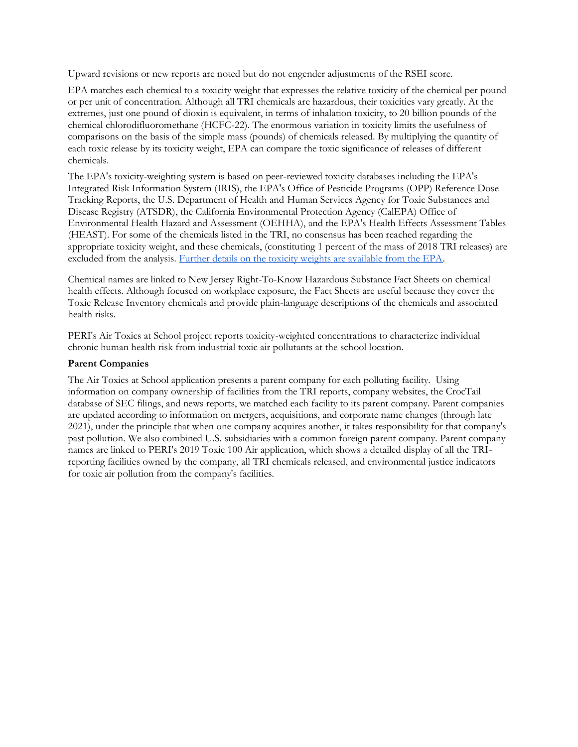Upward revisions or new reports are noted but do not engender adjustments of the RSEI score.

EPA matches each chemical to a toxicity weight that expresses the relative toxicity of the chemical per pound or per unit of concentration. Although all TRI chemicals are hazardous, their toxicities vary greatly. At the extremes, just one pound of dioxin is equivalent, in terms of inhalation toxicity, to 20 billion pounds of the chemical chlorodifluoromethane (HCFC-22). The enormous variation in toxicity limits the usefulness of comparisons on the basis of the simple mass (pounds) of chemicals released. By multiplying the quantity of each toxic release by its toxicity weight, EPA can compare the toxic significance of releases of different chemicals.

The EPA's toxicity-weighting system is based on peer-reviewed toxicity databases including the EPA's Integrated Risk Information System (IRIS), the EPA's Office of Pesticide Programs (OPP) Reference Dose Tracking Reports, the U.S. Department of Health and Human Services Agency for Toxic Substances and Disease Registry (ATSDR), the California Environmental Protection Agency (CalEPA) Office of Environmental Health Hazard and Assessment (OEHHA), and the EPA's Health Effects Assessment Tables (HEAST). For some of the chemicals listed in the TRI, no consensus has been reached regarding the appropriate toxicity weight, and these chemicals, (constituting 1 percent of the mass of 2018 TRI releases) are excluded from the analysis. [Further details on the toxicity weights are available from the EPA].

Chemical names are linked to New Jersey Right-To-Know Hazardous Substance Fact Sheets on chemical health effects. Although focused on workplace exposure, the Fact Sheets are useful because they cover the Toxic Release Inventory chemicals and provide plain-language descriptions of the chemicals and associated health risks.

PERI's Air Toxics at School project reports toxicity-weighted concentrations to characterize individual chronic human health risk from industrial toxic air pollutants at the school location.

**Parent Companies**

The Air Toxics at School application presents a parent company for each polluting facility. Using information on company ownership of facilities from the TRI reports, company websites, the CrocTail database of SEC filings, and news reports, we matched each facility to its parent company. Parent companies are updated according to information on mergers, acquisitions, and corporate name changes (through late 2021), under the principle that when one company acquires another, it takes responsibility for that company's past pollution. We also combined U.S. subsidiaries with a common foreign parent company. Parent company names are linked to PERI's 2019 Toxic 100 Air application, which shows a detailed display of all the TRI-reporting facilities owned by the company, all TRI chemicals released, and environmental justice indicators for toxic air pollution from the company's facilities.